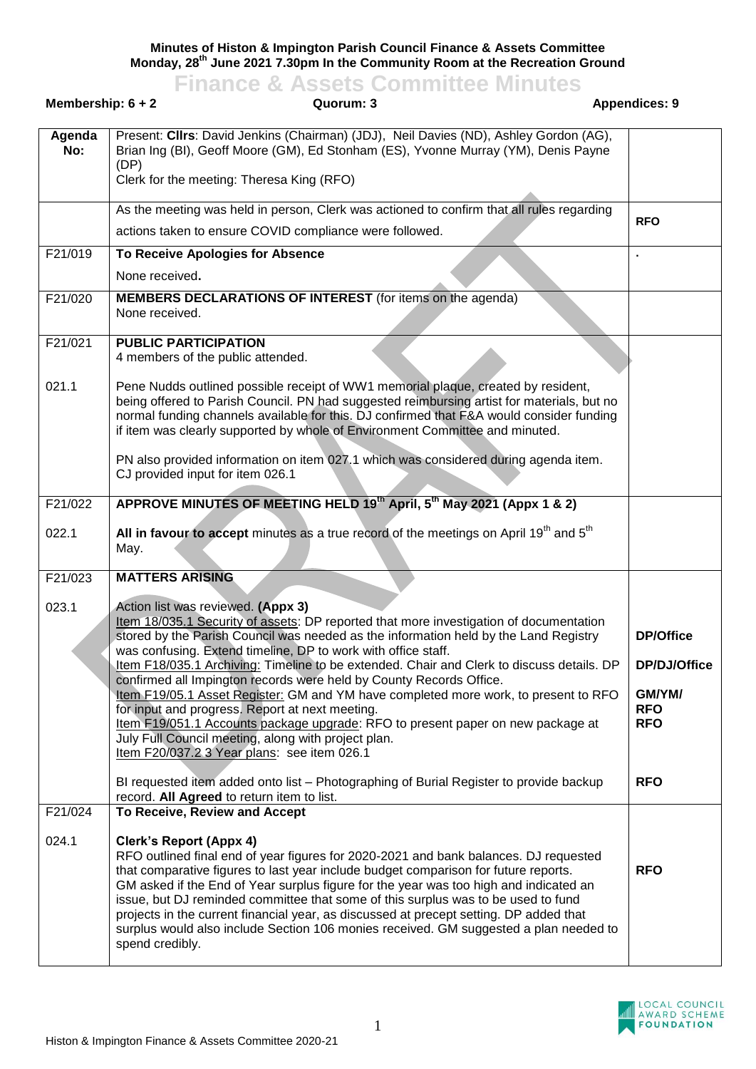**Minutes of Histon & Impington Parish Council Finance & Assets Committee**
**Monday, 28th June 2021 7.30pm In the Community Room at the Recreation Ground**

# Finance & Assets Committee Minutes

**Membership: 6 + 2** | **Quorum: 3** | **Appendices: 9**

| Agenda No: | | |
|---|---|---|
| | Present: **Cllrs**: David Jenkins (Chairman) (JDJ), Neil Davies (ND), Ashley Gordon (AG), Brian Ing (BI), Geoff Moore (GM), Ed Stonham (ES), Yvonne Murray (YM), Denis Payne (DP)<br>Clerk for the meeting: Theresa King (RFO) | |
| | As the meeting was held in person, Clerk was actioned to confirm that all rules regarding actions taken to ensure COVID compliance were followed. | **RFO** |
| F21/019 | **To Receive Apologies for Absence**<br>None received**.** | . |
| F21/020 | **MEMBERS DECLARATIONS OF INTEREST** (for items on the agenda)<br>None received. | |
| F21/021 | **PUBLIC PARTICIPATION**<br>4 members of the public attended. | |
| 021.1 | Pene Nudds outlined possible receipt of WW1 memorial plaque, created by resident, being offered to Parish Council. PN had suggested reimbursing artist for materials, but no normal funding channels available for this. DJ confirmed that F&A would consider funding if item was clearly supported by whole of Environment Committee and minuted.<br><br>PN also provided information on item 027.1 which was considered during agenda item. CJ provided input for item 026.1 | |
| F21/022 | **APPROVE MINUTES OF MEETING HELD 19th April, 5th May 2021 (Appx 1 & 2)** | |
| 022.1 | **All in favour to accept** minutes as a true record of the meetings on April 19th and 5th May. | |
| F21/023 | **MATTERS ARISING** | |
| 023.1 | Action list was reviewed. **(Appx 3)**<br>Item 18/035.1 Security of assets: DP reported that more investigation of documentation stored by the Parish Council was needed as the information held by the Land Registry was confusing. Extend timeline, DP to work with office staff.<br>Item F18/035.1 Archiving: Timeline to be extended. Chair and Clerk to discuss details. DP confirmed all Impington records were held by County Records Office.<br>Item F19/05.1 Asset Register: GM and YM have completed more work, to present to RFO for input and progress. Report at next meeting.<br>Item F19/051.1 Accounts package upgrade: RFO to present paper on new package at July Full Council meeting, along with project plan.<br>Item F20/037.2 3 Year plans: see item 026.1<br><br>BI requested item added onto list – Photographing of Burial Register to provide backup record. **All Agreed** to return item to list. | **DP/Office**<br><br>**DP/DJ/Office**<br><br>**GM/YM/ RFO**<br>**RFO**<br><br><br>**RFO** |
| F21/024 | **To Receive, Review and Accept** | |
| 024.1 | **Clerk's Report (Appx 4)**<br>RFO outlined final end of year figures for 2020-2021 and bank balances. DJ requested that comparative figures to last year include budget comparison for future reports. GM asked if the End of Year surplus figure for the year was too high and indicated an issue, but DJ reminded committee that some of this surplus was to be used to fund projects in the current financial year, as discussed at precept setting. DP added that surplus would also include Section 106 monies received. GM suggested a plan needed to spend credibly. | **RFO** |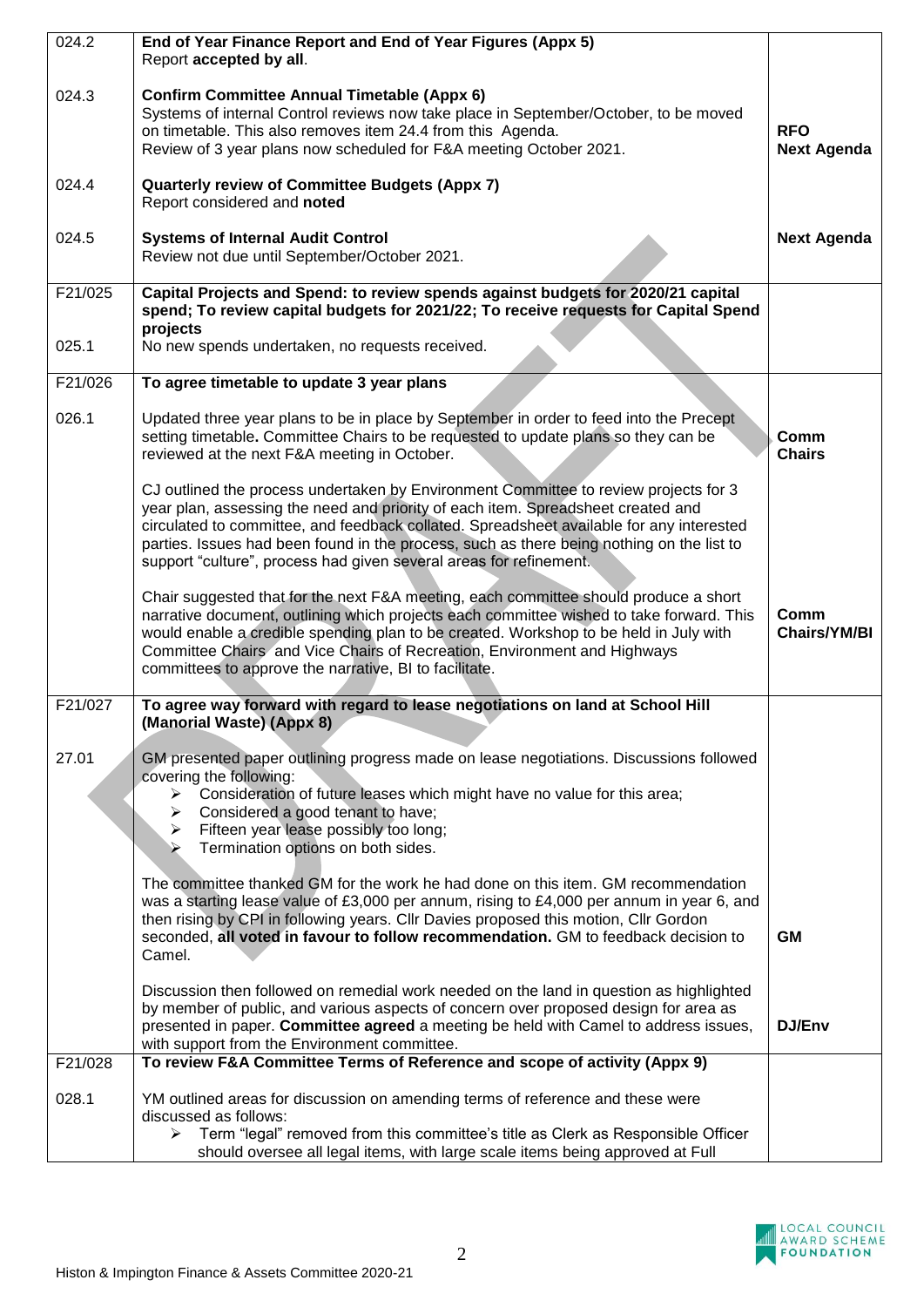| | | |
|---|---|---|
| 024.2 | **End of Year Finance Report and End of Year Figures (Appx 5)**<br>Report **accepted by all**. | |
| 024.3 | **Confirm Committee Annual Timetable (Appx 6)**<br>Systems of internal Control reviews now take place in September/October, to be moved on timetable. This also removes item 24.4 from this Agenda.<br>Review of 3 year plans now scheduled for F&A meeting October 2021. | **RFO**<br>**Next Agenda** |
| 024.4 | **Quarterly review of Committee Budgets (Appx 7)**<br>Report considered and **noted** | |
| 024.5 | **Systems of Internal Audit Control**<br>Review not due until September/October 2021. | **Next Agenda** |
| F21/025<br><br>025.1 | **Capital Projects and Spend: to review spends against budgets for 2020/21 capital spend; To review capital budgets for 2021/22; To receive requests for Capital Spend projects**<br>No new spends undertaken, no requests received. | |
| F21/026 | **To agree timetable to update 3 year plans** | |
| 026.1 | Updated three year plans to be in place by September in order to feed into the Precept setting timetable**.** Committee Chairs to be requested to update plans so they can be reviewed at the next F&A meeting in October.<br><br>CJ outlined the process undertaken by Environment Committee to review projects for 3 year plan, assessing the need and priority of each item. Spreadsheet created and circulated to committee, and feedback collated. Spreadsheet available for any interested parties. Issues had been found in the process, such as there being nothing on the list to support "culture", process had given several areas for refinement.<br><br>Chair suggested that for the next F&A meeting, each committee should produce a short narrative document, outlining which projects each committee wished to take forward. This would enable a credible spending plan to be created. Workshop to be held in July with Committee Chairs and Vice Chairs of Recreation, Environment and Highways committees to approve the narrative, BI to facilitate. | **Comm Chairs**<br><br><br><br><br><br><br>**Comm Chairs/YM/BI** |
| F21/027 | **To agree way forward with regard to lease negotiations on land at School Hill (Manorial Waste) (Appx 8)** | |
| 27.01 | GM presented paper outlining progress made on lease negotiations. Discussions followed covering the following:<br>➢ Consideration of future leases which might have no value for this area;<br>➢ Considered a good tenant to have;<br>➢ Fifteen year lease possibly too long;<br>➢ Termination options on both sides.<br><br>The committee thanked GM for the work he had done on this item. GM recommendation was a starting lease value of £3,000 per annum, rising to £4,000 per annum in year 6, and then rising by CPI in following years. Cllr Davies proposed this motion, Cllr Gordon seconded, **all voted in favour to follow recommendation.** GM to feedback decision to Camel.<br><br>Discussion then followed on remedial work needed on the land in question as highlighted by member of public, and various aspects of concern over proposed design for area as presented in paper. **Committee agreed** a meeting be held with Camel to address issues, with support from the Environment committee. | <br><br><br><br><br><br><br><br>**GM**<br><br><br><br>**DJ/Env** |
| F21/028 | **To review F&A Committee Terms of Reference and scope of activity (Appx 9)** | |
| 028.1 | YM outlined areas for discussion on amending terms of reference and these were discussed as follows:<br>➢ Term "legal" removed from this committee's title as Clerk as Responsible Officer should oversee all legal items, with large scale items being approved at Full | |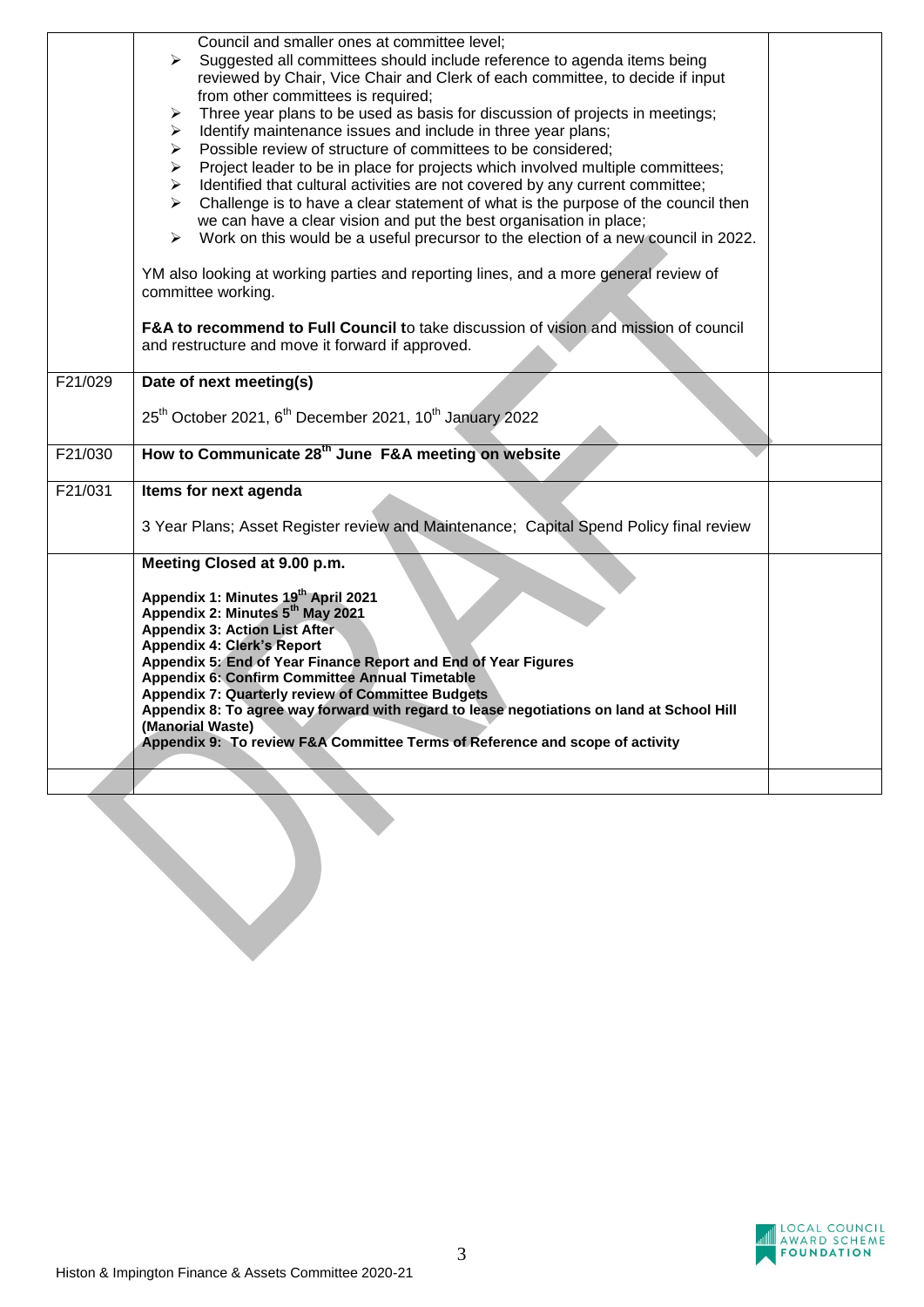| | | |
|---|---|---|
| | Council and smaller ones at committee level;<br>➢ Suggested all committees should include reference to agenda items being reviewed by Chair, Vice Chair and Clerk of each committee, to decide if input from other committees is required;<br>➢ Three year plans to be used as basis for discussion of projects in meetings;<br>➢ Identify maintenance issues and include in three year plans;<br>➢ Possible review of structure of committees to be considered;<br>➢ Project leader to be in place for projects which involved multiple committees;<br>➢ Identified that cultural activities are not covered by any current committee;<br>➢ Challenge is to have a clear statement of what is the purpose of the council then we can have a clear vision and put the best organisation in place;<br>➢ Work on this would be a useful precursor to the election of a new council in 2022.<br><br>YM also looking at working parties and reporting lines, and a more general review of committee working.<br><br>**F&A to recommend to Full Council t**o take discussion of vision and mission of council and restructure and move it forward if approved. | |
| F21/029 | **Date of next meeting(s)**<br><br>25th October 2021, 6th December 2021, 10th January 2022 | |
| F21/030 | **How to Communicate 28th June F&A meeting on website** | |
| F21/031 | **Items for next agenda**<br><br>3 Year Plans; Asset Register review and Maintenance; Capital Spend Policy final review | |
| | **Meeting Closed at 9.00 p.m.**<br><br>**Appendix 1: Minutes 19th April 2021**<br>**Appendix 2: Minutes 5th May 2021**<br>**Appendix 3: Action List After**<br>**Appendix 4: Clerk's Report**<br>**Appendix 5: End of Year Finance Report and End of Year Figures**<br>**Appendix 6: Confirm Committee Annual Timetable**<br>**Appendix 7: Quarterly review of Committee Budgets**<br>**Appendix 8: To agree way forward with regard to lease negotiations on land at School Hill (Manorial Waste)**<br>**Appendix 9: To review F&A Committee Terms of Reference and scope of activity** | |
| | | |

Histon & Impington Finance & Assets Committee 2020-21